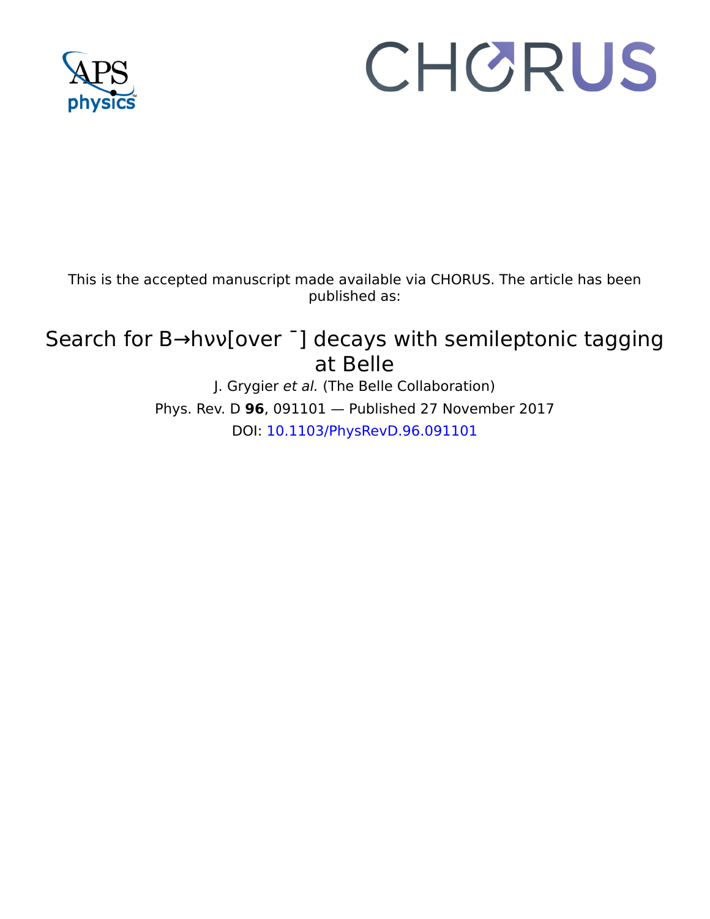This is the accepted manuscript made available via CHORUS. The article has been published as:

# Search for B→hνν[over ¯] decays with semileptonic tagging at Belle

J. Grygier *et al.* (The Belle Collaboration)

Phys. Rev. D **96**, 091101 — Published 27 November 2017

DOI: 10.1103/PhysRevD.96.091101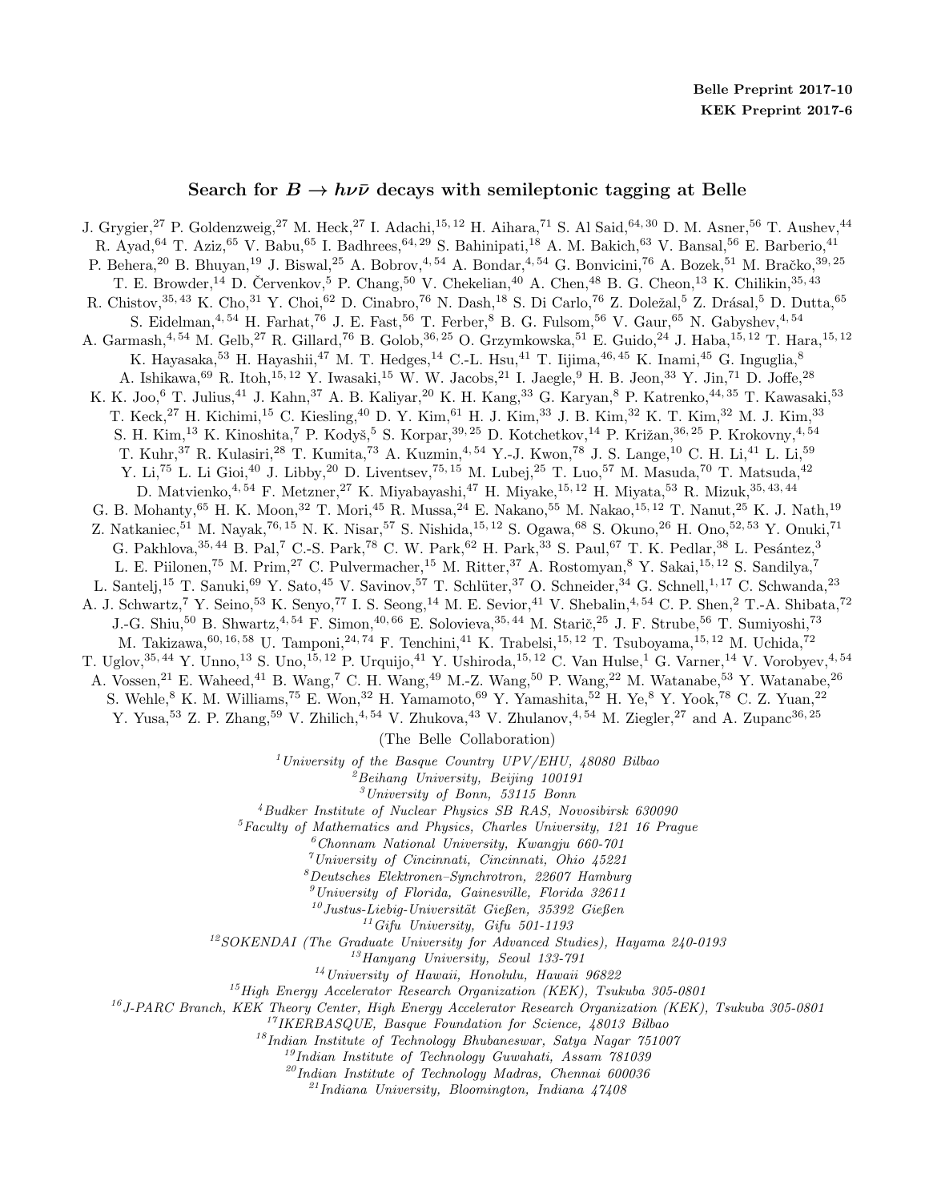Belle Preprint 2017-10
KEK Preprint 2017-6

# Search for $B \to h\nu\bar{\nu}$ decays with semileptonic tagging at Belle

J. Grygier,[27] P. Goldenzweig,[27] M. Heck,[27] I. Adachi,[15,12] H. Aihara,[71] S. Al Said,[64,30] D. M. Asner,[56] T. Aushev,[44] R. Ayad,[64] T. Aziz,[65] V. Babu,[65] I. Badhrees,[64,29] S. Bahinipati,[18] A. M. Bakich,[63] V. Bansal,[56] E. Barberio,[41] P. Behera,[20] B. Bhuyan,[19] J. Biswal,[25] A. Bobrov,[4,54] A. Bondar,[4,54] G. Bonvicini,[76] A. Bozek,[51] M. Bračko,[39,25] T. E. Browder,[14] D. Červenkov,[5] P. Chang,[50] V. Chekelian,[40] A. Chen,[48] B. G. Cheon,[13] K. Chilikin,[35,43] R. Chistov,[35,43] K. Cho,[31] Y. Choi,[62] D. Cinabro,[76] N. Dash,[18] S. Di Carlo,[76] Z. Doležal,[5] Z. Drásal,[5] D. Dutta,[65] S. Eidelman,[4,54] H. Farhat,[76] J. E. Fast,[56] T. Ferber,[8] B. G. Fulsom,[56] V. Gaur,[65] N. Gabyshev,[4,54] A. Garmash,[4,54] M. Gelb,[27] R. Gillard,[76] B. Golob,[36,25] O. Grzymkowska,[51] E. Guido,[24] J. Haba,[15,12] T. Hara,[15,12] K. Hayasaka,[53] H. Hayashii,[47] M. T. Hedges,[14] C.-L. Hsu,[41] T. Iijima,[46,45] K. Inami,[45] G. Inguglia,[8] A. Ishikawa,[69] R. Itoh,[15,12] Y. Iwasaki,[15] W. W. Jacobs,[21] I. Jaegle,[9] H. B. Jeon,[33] Y. Jin,[71] D. Joffe,[28] K. K. Joo,[6] T. Julius,[41] J. Kahn,[37] A. B. Kaliyar,[20] K. H. Kang,[33] G. Karyan,[8] P. Katrenko,[44,35] T. Kawasaki,[53] T. Keck,[27] H. Kichimi,[15] C. Kiesling,[40] D. Y. Kim,[61] H. J. Kim,[33] J. B. Kim,[32] K. T. Kim,[32] M. J. Kim,[33] S. H. Kim,[13] K. Kinoshita,[7] P. Kodyš,[5] S. Korpar,[39,25] D. Kotchetkov,[14] P. Križan,[36,25] P. Krokovny,[4,54] T. Kuhr,[37] R. Kulasiri,[28] T. Kumita,[73] A. Kuzmin,[4,54] Y.-J. Kwon,[78] J. S. Lange,[10] C. H. Li,[41] L. Li,[59] Y. Li,[75] L. Li Gioi,[40] J. Libby,[20] D. Liventsev,[75,15] M. Lubej,[25] T. Luo,[57] M. Masuda,[70] T. Matsuda,[42] D. Matvienko,[4,54] F. Metzner,[27] K. Miyabayashi,[47] H. Miyake,[15,12] H. Miyata,[53] R. Mizuk,[35,43,44] G. B. Mohanty,[65] H. K. Moon,[32] T. Mori,[45] R. Mussa,[24] E. Nakano,[55] M. Nakao,[15,12] T. Nanut,[25] K. J. Nath,[19] Z. Natkaniec,[51] M. Nayak,[76,15] N. K. Nisar,[57] S. Nishida,[15,12] S. Ogawa,[68] S. Okuno,[26] H. Ono,[52,53] Y. Onuki,[71] G. Pakhlova,[35,44] B. Pal,[7] C.-S. Park,[78] C. W. Park,[62] H. Park,[33] S. Paul,[67] T. K. Pedlar,[38] L. Pesántez,[3] L. E. Piilonen,[75] M. Prim,[27] C. Pulvermacher,[15] M. Ritter,[37] A. Rostomyan,[8] Y. Sakai,[15,12] S. Sandilya,[7] L. Santelj,[15] T. Sanuki,[69] Y. Sato,[45] V. Savinov,[57] T. Schlüter,[37] O. Schneider,[34] G. Schnell,[1,17] C. Schwanda,[23] A. J. Schwartz,[7] Y. Seino,[53] K. Senyo,[77] I. S. Seong,[14] M. E. Sevior,[41] V. Shebalin,[4,54] C. P. Shen,[2] T.-A. Shibata,[72] J.-G. Shiu,[50] B. Shwartz,[4,54] F. Simon,[40,66] E. Solovieva,[35,44] M. Starič,[25] J. F. Strube,[56] T. Sumiyoshi,[73] M. Takizawa,[60,16,58] U. Tamponi,[24,74] F. Tenchini,[41] K. Trabelsi,[15,12] T. Tsuboyama,[15,12] M. Uchida,[72] T. Uglov,[35,44] Y. Unno,[13] S. Uno,[15,12] P. Urquijo,[41] Y. Ushiroda,[15,12] C. Van Hulse,[1] G. Varner,[14] V. Vorobyev,[4,54] A. Vossen,[21] E. Waheed,[41] B. Wang,[7] C. H. Wang,[49] M.-Z. Wang,[50] P. Wang,[22] M. Watanabe,[53] Y. Watanabe,[26] S. Wehle,[8] K. M. Williams,[75] E. Won,[32] H. Yamamoto,[69] Y. Yamashita,[52] H. Ye,[8] Y. Yook,[78] C. Z. Yuan,[22] Y. Yusa,[53] Z. P. Zhang,[59] V. Zhilich,[4,54] V. Zhukova,[43] V. Zhulanov,[4,54] M. Ziegler,[27] and A. Zupanc[36,25]

(The Belle Collaboration)

[1] *University of the Basque Country UPV/EHU, 48080 Bilbao*
[2] *Beihang University, Beijing 100191*
[3] *University of Bonn, 53115 Bonn*
[4] *Budker Institute of Nuclear Physics SB RAS, Novosibirsk 630090*
[5] *Faculty of Mathematics and Physics, Charles University, 121 16 Prague*
[6] *Chonnam National University, Kwangju 660-701*
[7] *University of Cincinnati, Cincinnati, Ohio 45221*
[8] *Deutsches Elektronen–Synchrotron, 22607 Hamburg*
[9] *University of Florida, Gainesville, Florida 32611*
[10] *Justus-Liebig-Universität Gießen, 35392 Gießen*
[11] *Gifu University, Gifu 501-1193*
[12] *SOKENDAI (The Graduate University for Advanced Studies), Hayama 240-0193*
[13] *Hanyang University, Seoul 133-791*
[14] *University of Hawaii, Honolulu, Hawaii 96822*
[15] *High Energy Accelerator Research Organization (KEK), Tsukuba 305-0801*
[16] *J-PARC Branch, KEK Theory Center, High Energy Accelerator Research Organization (KEK), Tsukuba 305-0801*
[17] *IKERBASQUE, Basque Foundation for Science, 48013 Bilbao*
[18] *Indian Institute of Technology Bhubaneswar, Satya Nagar 751007*
[19] *Indian Institute of Technology Guwahati, Assam 781039*
[20] *Indian Institute of Technology Madras, Chennai 600036*
[21] *Indiana University, Bloomington, Indiana 47408*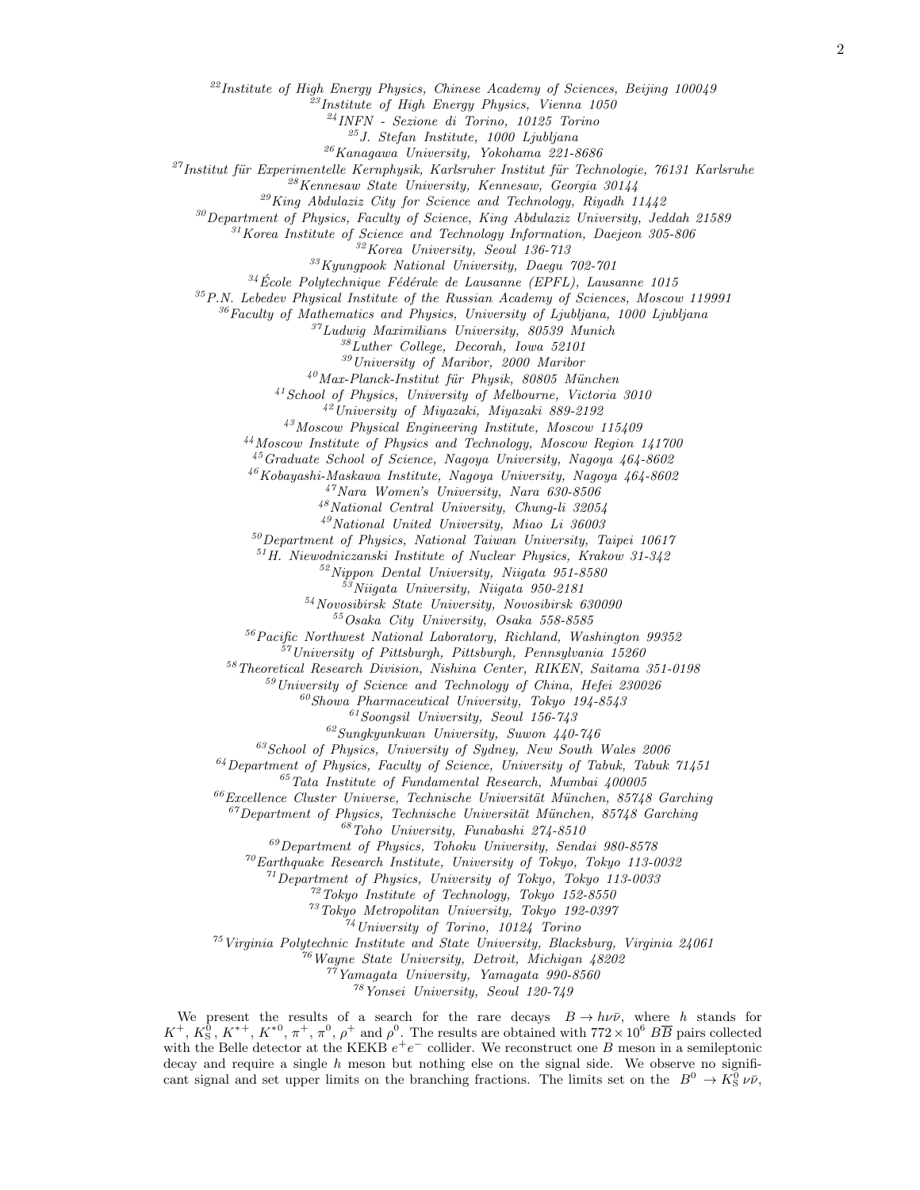[22]Institute of High Energy Physics, Chinese Academy of Sciences, Beijing 100049
[23]Institute of High Energy Physics, Vienna 1050
[24]INFN - Sezione di Torino, 10125 Torino
[25]J. Stefan Institute, 1000 Ljubljana
[26]Kanagawa University, Yokohama 221-8686
[27]Institut für Experimentelle Kernphysik, Karlsruher Institut für Technologie, 76131 Karlsruhe
[28]Kennesaw State University, Kennesaw, Georgia 30144
[29]King Abdulaziz City for Science and Technology, Riyadh 11442
[30]Department of Physics, Faculty of Science, King Abdulaziz University, Jeddah 21589
[31]Korea Institute of Science and Technology Information, Daejeon 305-806
[32]Korea University, Seoul 136-713
[33]Kyungpook National University, Daegu 702-701
[34]École Polytechnique Fédérale de Lausanne (EPFL), Lausanne 1015
[35]P.N. Lebedev Physical Institute of the Russian Academy of Sciences, Moscow 119991
[36]Faculty of Mathematics and Physics, University of Ljubljana, 1000 Ljubljana
[37]Ludwig Maximilians University, 80539 Munich
[38]Luther College, Decorah, Iowa 52101
[39]University of Maribor, 2000 Maribor
[40]Max-Planck-Institut für Physik, 80805 München
[41]School of Physics, University of Melbourne, Victoria 3010
[42]University of Miyazaki, Miyazaki 889-2192
[43]Moscow Physical Engineering Institute, Moscow 115409
[44]Moscow Institute of Physics and Technology, Moscow Region 141700
[45]Graduate School of Science, Nagoya University, Nagoya 464-8602
[46]Kobayashi-Maskawa Institute, Nagoya University, Nagoya 464-8602
[47]Nara Women's University, Nara 630-8506
[48]National Central University, Chung-li 32054
[49]National United University, Miao Li 36003
[50]Department of Physics, National Taiwan University, Taipei 10617
[51]H. Niewodniczanski Institute of Nuclear Physics, Krakow 31-342
[52]Nippon Dental University, Niigata 951-8580
[53]Niigata University, Niigata 950-2181
[54]Novosibirsk State University, Novosibirsk 630090
[55]Osaka City University, Osaka 558-8585
[56]Pacific Northwest National Laboratory, Richland, Washington 99352
[57]University of Pittsburgh, Pittsburgh, Pennsylvania 15260
[58]Theoretical Research Division, Nishina Center, RIKEN, Saitama 351-0198
[59]University of Science and Technology of China, Hefei 230026
[60]Showa Pharmaceutical University, Tokyo 194-8543
[61]Soongsil University, Seoul 156-743
[62]Sungkyunkwan University, Suwon 440-746
[63]School of Physics, University of Sydney, New South Wales 2006
[64]Department of Physics, Faculty of Science, University of Tabuk, Tabuk 71451
[65]Tata Institute of Fundamental Research, Mumbai 400005
[66]Excellence Cluster Universe, Technische Universität München, 85748 Garching
[67]Department of Physics, Technische Universität München, 85748 Garching
[68]Toho University, Funabashi 274-8510
[69]Department of Physics, Tohoku University, Sendai 980-8578
[70]Earthquake Research Institute, University of Tokyo, Tokyo 113-0032
[71]Department of Physics, University of Tokyo, Tokyo 113-0033
[72]Tokyo Institute of Technology, Tokyo 152-8550
[73]Tokyo Metropolitan University, Tokyo 192-0397
[74]University of Torino, 10124 Torino
[75]Virginia Polytechnic Institute and State University, Blacksburg, Virginia 24061
[76]Wayne State University, Detroit, Michigan 48202
[77]Yamagata University, Yamagata 990-8560
[78]Yonsei University, Seoul 120-749

We present the results of a search for the rare decays $B \to h\nu\bar{\nu}$, where $h$ stands for $K^+$, $K^0_S$, $K^{*+}$, $K^{*0}$, $\pi^+$, $\pi^0$, $\rho^+$ and $\rho^0$. The results are obtained with $772 \times 10^6$ $B\overline{B}$ pairs collected with the Belle detector at the KEKB $e^+e^-$ collider. We reconstruct one $B$ meson in a semileptonic decay and require a single $h$ meson but nothing else on the signal side. We observe no significant signal and set upper limits on the branching fractions. The limits set on the $B^0 \to K^0_S\,\nu\bar{\nu}$,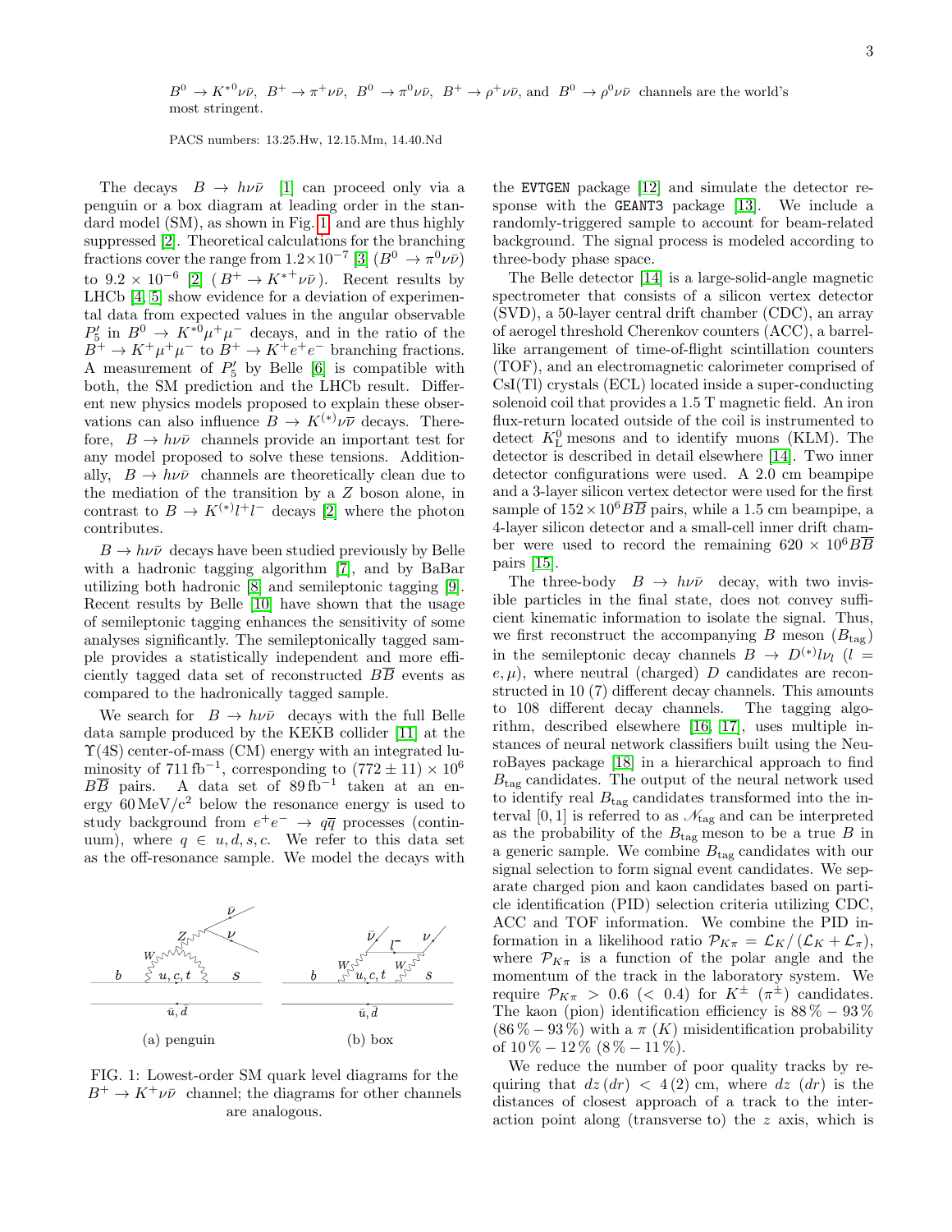$B^0 \to K^{*0}\nu\bar{\nu}$, $B^+ \to \pi^+\nu\bar{\nu}$, $B^0 \to \pi^0\nu\bar{\nu}$, $B^+ \to \rho^+\nu\bar{\nu}$, and $B^0 \to \rho^0\nu\bar{\nu}$ channels are the world's most stringent.

PACS numbers: 13.25.Hw, 12.15.Mm, 14.40.Nd

The decays $B \to h\nu\bar{\nu}$ [1] can proceed only via a penguin or a box diagram at leading order in the standard model (SM), as shown in Fig. 1 and are thus highly suppressed [2]. Theoretical calculations for the branching fractions cover the range from $1.2\times10^{-7}$ [3] ($B^0 \to \pi^0\nu\bar{\nu}$) to $9.2 \times 10^{-6}$ [2] ($B^+ \to K^{*+}\nu\bar{\nu}$). Recent results by LHCb [4, 5] show evidence for a deviation of experimental data from expected values in the angular observable $P_5'$ in $B^0 \to K^{*0}\mu^+\mu^-$ decays, and in the ratio of the $B^+ \to K^+\mu^+\mu^-$ to $B^+ \to K^+e^+e^-$ branching fractions. A measurement of $P_5'$ by Belle [6] is compatible with both, the SM prediction and the LHCb result. Different new physics models proposed to explain these observations can also influence $B \to K^{(*)}\nu\bar{\nu}$ decays. Therefore, $B \to h\nu\bar{\nu}$ channels provide an important test for any model proposed to solve these tensions. Additionally, $B \to h\nu\bar{\nu}$ channels are theoretically clean due to the mediation of the transition by a $Z$ boson alone, in contrast to $B \to K^{(*)}l^+l^-$ decays [2] where the photon contributes.

$B \to h\nu\bar{\nu}$ decays have been studied previously by Belle with a hadronic tagging algorithm [7], and by BaBar utilizing both hadronic [8] and semileptonic tagging [9]. Recent results by Belle [10] have shown that the usage of semileptonic tagging enhances the sensitivity of some analyses significantly. The semileptonically tagged sample provides a statistically independent and more efficiently tagged data set of reconstructed $B\overline{B}$ events as compared to the hadronically tagged sample.

We search for $B \to h\nu\bar{\nu}$ decays with the full Belle data sample produced by the KEKB collider [11] at the $\Upsilon(4S)$ center-of-mass (CM) energy with an integrated luminosity of $711\,\mathrm{fb}^{-1}$, corresponding to $(772 \pm 11) \times 10^6$ $B\overline{B}$ pairs. A data set of $89\,\mathrm{fb}^{-1}$ taken at an energy $60\,\mathrm{MeV/c}^2$ below the resonance energy is used to study background from $e^+e^- \to q\bar{q}$ processes (continuum), where $q \in u, d, s, c$. We refer to this data set as the off-resonance sample. We model the decays with the `EVTGEN` package [12] and simulate the detector response with the `GEANT3` package [13]. We include a randomly-triggered sample to account for beam-related background. The signal process is modeled according to three-body phase space.

FIG. 1: Lowest-order SM quark level diagrams for the $B^+ \to K^+\nu\bar{\nu}$ channel; the diagrams for other channels are analogous. (a) penguin (b) box

The Belle detector [14] is a large-solid-angle magnetic spectrometer that consists of a silicon vertex detector (SVD), a 50-layer central drift chamber (CDC), an array of aerogel threshold Cherenkov counters (ACC), a barrel-like arrangement of time-of-flight scintillation counters (TOF), and an electromagnetic calorimeter comprised of CsI(Tl) crystals (ECL) located inside a super-conducting solenoid coil that provides a 1.5 T magnetic field. An iron flux-return located outside of the coil is instrumented to detect $K^0_\mathrm{L}$ mesons and to identify muons (KLM). The detector is described in detail elsewhere [14]. Two inner detector configurations were used. A 2.0 cm beampipe and a 3-layer silicon vertex detector were used for the first sample of $152\times10^6 B\overline{B}$ pairs, while a 1.5 cm beampipe, a 4-layer silicon detector and a small-cell inner drift chamber were used to record the remaining $620 \times 10^6 B\overline{B}$ pairs [15].

The three-body $B \to h\nu\bar{\nu}$ decay, with two invisible particles in the final state, does not convey sufficient kinematic information to isolate the signal. Thus, we first reconstruct the accompanying $B$ meson ($B_\mathrm{tag}$) in the semileptonic decay channels $B \to D^{(*)}l\nu_l$ ($l = e, \mu$), where neutral (charged) $D$ candidates are reconstructed in 10 (7) different decay channels. This amounts to 108 different decay channels. The tagging algorithm, described elsewhere [16, 17], uses multiple instances of neural network classifiers built using the NeuroBayes package [18] in a hierarchical approach to find $B_\mathrm{tag}$ candidates. The output of the neural network used to identify real $B_\mathrm{tag}$ candidates transformed into the interval $[0, 1]$ is referred to as $\mathscr{N}_\mathrm{tag}$ and can be interpreted as the probability of the $B_\mathrm{tag}$ meson to be a true $B$ in a generic sample. We combine $B_\mathrm{tag}$ candidates with our signal selection to form signal event candidates. We separate charged pion and kaon candidates based on particle identification (PID) selection criteria utilizing CDC, ACC and TOF information. We combine the PID information in a likelihood ratio $\mathcal{P}_{K\pi} = \mathcal{L}_K/(\mathcal{L}_K + \mathcal{L}_\pi)$, where $\mathcal{P}_{K\pi}$ is a function of the polar angle and the momentum of the track in the laboratory system. We require $\mathcal{P}_{K\pi} > 0.6$ ($< 0.4$) for $K^\pm$ ($\pi^\pm$) candidates. The kaon (pion) identification efficiency is $88\,\% - 93\,\%$ ($86\,\% - 93\,\%$) with a $\pi$ ($K$) misidentification probability of $10\,\% - 12\,\%$ ($8\,\% - 11\,\%$).

We reduce the number of poor quality tracks by requiring that $dz\,(dr) < 4\,(2)$ cm, where $dz$ ($dr$) is the distances of closest approach of a track to the interaction point along (transverse to) the $z$ axis, which is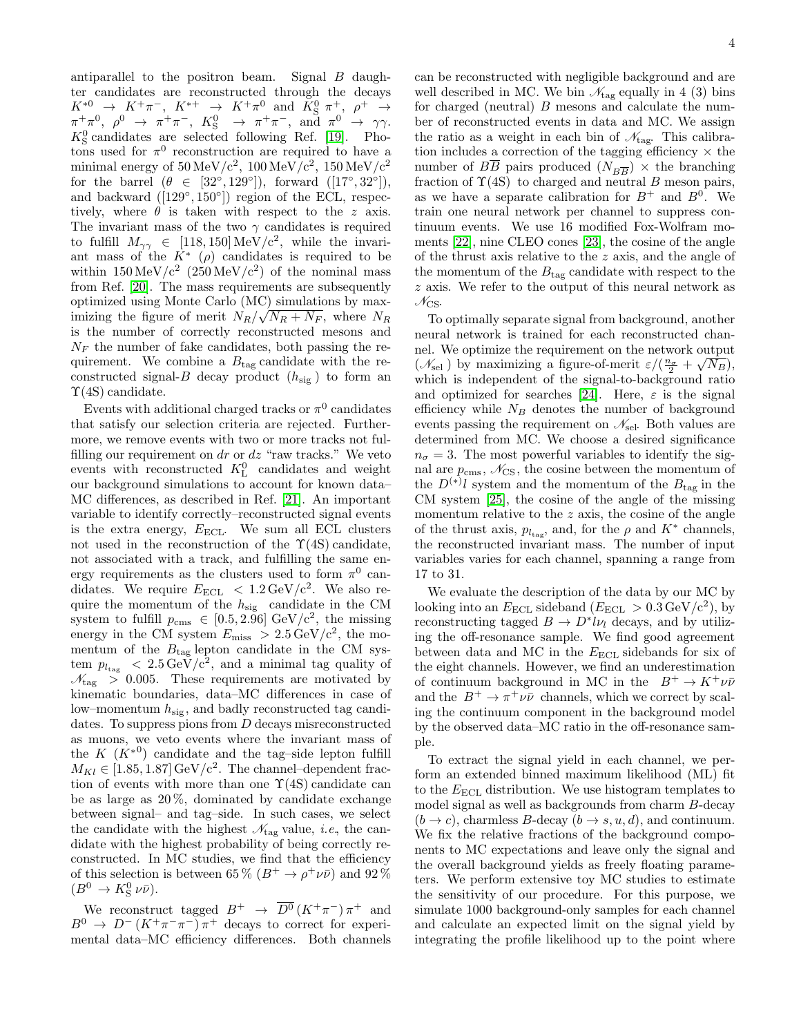antiparallel to the positron beam. Signal $B$ daughter candidates are reconstructed through the decays $K^{*0} \to K^+\pi^-$, $K^{*+} \to K^+\pi^0$ and $K^0_S\,\pi^+$, $\rho^+ \to \pi^+\pi^0$, $\rho^0 \to \pi^+\pi^-$, $K^0_S \to \pi^+\pi^-$, and $\pi^0 \to \gamma\gamma$. $K^0_S$ candidates are selected following Ref. [19]. Photons used for $\pi^0$ reconstruction are required to have a minimal energy of $50\,\mathrm{MeV/c^2}$, $100\,\mathrm{MeV/c^2}$, $150\,\mathrm{MeV/c^2}$ for the barrel ($\theta \in [32^\circ, 129^\circ]$), forward ($[17^\circ, 32^\circ]$), and backward ($[129^\circ, 150^\circ]$) region of the ECL, respectively, where $\theta$ is taken with respect to the $z$ axis. The invariant mass of the two $\gamma$ candidates is required to fulfill $M_{\gamma\gamma} \in [118, 150]\,\mathrm{MeV/c^2}$, while the invariant mass of the $K^*$ ($\rho$) candidates is required to be within $150\,\mathrm{MeV/c^2}$ ($250\,\mathrm{MeV/c^2}$) of the nominal mass from Ref. [20]. The mass requirements are subsequently optimized using Monte Carlo (MC) simulations by maximizing the figure of merit $N_R/\sqrt{N_R + N_F}$, where $N_R$ is the number of correctly reconstructed mesons and $N_F$ the number of fake candidates, both passing the requirement. We combine a $B_{\mathrm{tag}}$ candidate with the reconstructed signal-$B$ decay product ($h_{\mathrm{sig}}$) to form an $\Upsilon(4S)$ candidate.

Events with additional charged tracks or $\pi^0$ candidates that satisfy our selection criteria are rejected. Furthermore, we remove events with two or more tracks not fulfilling our requirement on $dr$ or $dz$ "raw tracks." We veto events with reconstructed $K^0_L$ candidates and weight our background simulations to account for known data–MC differences, as described in Ref. [21]. An important variable to identify correctly–reconstructed signal events is the extra energy, $E_{\mathrm{ECL}}$. We sum all ECL clusters not used in the reconstruction of the $\Upsilon(4S)$ candidate, not associated with a track, and fulfilling the same energy requirements as the clusters used to form $\pi^0$ candidates. We require $E_{\mathrm{ECL}} < 1.2\,\mathrm{GeV/c^2}$. We also require the momentum of the $h_{\mathrm{sig}}$ candidate in the CM system to fulfill $p_{\mathrm{cms}} \in [0.5, 2.96]\,\mathrm{GeV/c^2}$, the missing energy in the CM system $E_{\mathrm{miss}} > 2.5\,\mathrm{GeV/c^2}$, the momentum of the $B_{\mathrm{tag}}$ lepton candidate in the CM system $p_{l_{\mathrm{tag}}} < 2.5\,\mathrm{GeV/c^2}$, and a minimal tag quality of $\mathscr{N}_{\mathrm{tag}} > 0.005$. These requirements are motivated by kinematic boundaries, data–MC differences in case of low–momentum $h_{\mathrm{sig}}$, and badly reconstructed tag candidates. To suppress pions from $D$ decays misreconstructed as muons, we veto events where the invariant mass of the $K$ ($K^{*0}$) candidate and the tag–side lepton fulfill $M_{Kl} \in [1.85, 1.87]\,\mathrm{GeV/c^2}$. The channel–dependent fraction of events with more than one $\Upsilon(4S)$ candidate can be as large as $20\,\%$, dominated by candidate exchange between signal– and tag–side. In such cases, we select the candidate with the highest $\mathscr{N}_{\mathrm{tag}}$ value, *i.e.*, the candidate with the highest probability of being correctly reconstructed. In MC studies, we find that the efficiency of this selection is between $65\,\%$ ($B^+ \to \rho^+\nu\bar{\nu}$) and $92\,\%$ ($B^0 \to K^0_S\,\nu\bar{\nu}$).

We reconstruct tagged $B^+ \to \overline{D^0}\,(K^+\pi^-)\,\pi^+$ and $B^0 \to D^-(K^+\pi^-\pi^-)\,\pi^+$ decays to correct for experimental data–MC efficiency differences. Both channels can be reconstructed with negligible background and are well described in MC. We bin $\mathscr{N}_{\mathrm{tag}}$ equally in 4 (3) bins for charged (neutral) $B$ mesons and calculate the number of reconstructed events in data and MC. We assign the ratio as a weight in each bin of $\mathscr{N}_{\mathrm{tag}}$. This calibration includes a correction of the tagging efficiency $\times$ the number of $B\overline{B}$ pairs produced ($N_{B\overline{B}}$) $\times$ the branching fraction of $\Upsilon(4S)$ to charged and neutral $B$ meson pairs, as we have a separate calibration for $B^+$ and $B^0$. We train one neural network per channel to suppress continuum events. We use 16 modified Fox-Wolfram moments [22], nine CLEO cones [23], the cosine of the angle of the thrust axis relative to the $z$ axis, and the angle of the momentum of the $B_{\mathrm{tag}}$ candidate with respect to the $z$ axis. We refer to the output of this neural network as $\mathscr{N}_{\mathrm{CS}}$.

To optimally separate signal from background, another neural network is trained for each reconstructed channel. We optimize the requirement on the network output ($\mathscr{N}_{\mathrm{sel}}$) by maximizing a figure-of-merit $\varepsilon/(\frac{n_\sigma}{2} + \sqrt{N_B})$, which is independent of the signal-to-background ratio and optimized for searches [24]. Here, $\varepsilon$ is the signal efficiency while $N_B$ denotes the number of background events passing the requirement on $\mathscr{N}_{\mathrm{sel}}$. Both values are determined from MC. We choose a desired significance $n_\sigma = 3$. The most powerful variables to identify the signal are $p_{\mathrm{cms}}$, $\mathscr{N}_{\mathrm{CS}}$, the cosine between the momentum of the $D^{(*)}l$ system and the momentum of the $B_{\mathrm{tag}}$ in the CM system [25], the cosine of the angle of the missing momentum relative to the $z$ axis, the cosine of the angle of the thrust axis, $p_{l_{\mathrm{tag}}}$, and, for the $\rho$ and $K^*$ channels, the reconstructed invariant mass. The number of input variables varies for each channel, spanning a range from 17 to 31.

We evaluate the description of the data by our MC by looking into an $E_{\mathrm{ECL}}$ sideband ($E_{\mathrm{ECL}} > 0.3\,\mathrm{GeV/c^2}$), by reconstructing tagged $B \to D^* l \nu_l$ decays, and by utilizing the off-resonance sample. We find good agreement between data and MC in the $E_{\mathrm{ECL}}$ sidebands for six of the eight channels. However, we find an underestimation of continuum background in MC in the $B^+ \to K^+\nu\bar{\nu}$ and the $B^+ \to \pi^+\nu\bar{\nu}$ channels, which we correct by scaling the continuum component in the background model by the observed data–MC ratio in the off-resonance sample.

To extract the signal yield in each channel, we perform an extended binned maximum likelihood (ML) fit to the $E_{\mathrm{ECL}}$ distribution. We use histogram templates to model signal as well as backgrounds from charm $B$-decay ($b \to c$), charmless $B$-decay ($b \to s, u, d$), and continuum. We fix the relative fractions of the background components to MC expectations and leave only the signal and the overall background yields as freely floating parameters. We perform extensive toy MC studies to estimate the sensitivity of our procedure. For this purpose, we simulate 1000 background-only samples for each channel and calculate an expected limit on the signal yield by integrating the profile likelihood up to the point where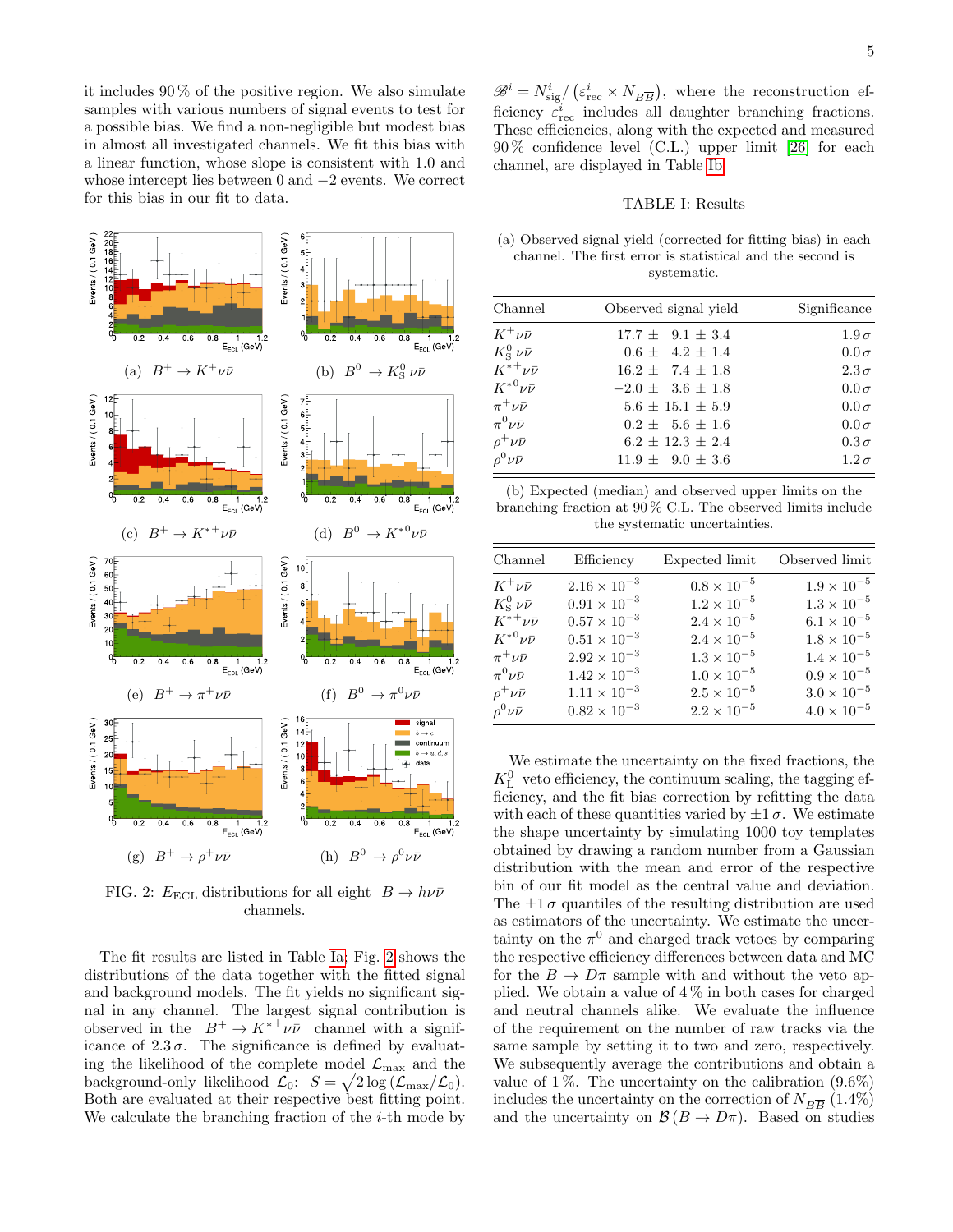it includes 90 % of the positive region. We also simulate samples with various numbers of signal events to test for a possible bias. We find a non-negligible but modest bias in almost all investigated channels. We fit this bias with a linear function, whose slope is consistent with 1.0 and whose intercept lies between 0 and −2 events. We correct for this bias in our fit to data.

(a) $B^+ \to K^+\nu\bar{\nu}$ (b) $B^0 \to K^0_S\,\nu\bar{\nu}$ (c) $B^+ \to K^{*+}\nu\bar{\nu}$ (d) $B^0 \to K^{*0}\nu\bar{\nu}$ (e) $B^+ \to \pi^+\nu\bar{\nu}$ (f) $B^0 \to \pi^0\nu\bar{\nu}$ (g) $B^+ \to \rho^+\nu\bar{\nu}$ (h) $B^0 \to \rho^0\nu\bar{\nu}$

FIG. 2: $E_{\rm ECL}$ distributions for all eight $B \to h\nu\bar{\nu}$ channels.

The fit results are listed in Table Ia; Fig. 2 shows the distributions of the data together with the fitted signal and background models. The fit yields no significant signal in any channel. The largest signal contribution is observed in the $B^+ \to K^{*+}\nu\bar{\nu}$ channel with a significance of 2.3 $\sigma$. The significance is defined by evaluating the likelihood of the complete model $\mathcal{L}_{\rm max}$ and the background-only likelihood $\mathcal{L}_0$: $S = \sqrt{2\log(\mathcal{L}_{\rm max}/\mathcal{L}_0)}$. Both are evaluated at their respective best fitting point. We calculate the branching fraction of the $i$-th mode by $\mathscr{B}^i = N^i_{\rm sig}/\left(\varepsilon^i_{\rm rec} \times N_{B\overline{B}}\right)$, where the reconstruction efficiency $\varepsilon^i_{\rm rec}$ includes all daughter branching fractions. These efficiencies, along with the expected and measured 90 % confidence level (C.L.) upper limit [26] for each channel, are displayed in Table Ib.

TABLE I: Results

(a) Observed signal yield (corrected for fitting bias) in each channel. The first error is statistical and the second is systematic.

| Channel | Observed signal yield | Significance |
|---|---|---|
| $K^+\nu\bar{\nu}$ | $17.7 \pm 9.1 \pm 3.4$ | $1.9\,\sigma$ |
| $K^0_S\,\nu\bar{\nu}$ | $0.6 \pm 4.2 \pm 1.4$ | $0.0\,\sigma$ |
| $K^{*+}\nu\bar{\nu}$ | $16.2 \pm 7.4 \pm 1.8$ | $2.3\,\sigma$ |
| $K^{*0}\nu\bar{\nu}$ | $-2.0 \pm 3.6 \pm 1.8$ | $0.0\,\sigma$ |
| $\pi^+\nu\bar{\nu}$ | $5.6 \pm 15.1 \pm 5.9$ | $0.0\,\sigma$ |
| $\pi^0\nu\bar{\nu}$ | $0.2 \pm 5.6 \pm 1.6$ | $0.0\,\sigma$ |
| $\rho^+\nu\bar{\nu}$ | $6.2 \pm 12.3 \pm 2.4$ | $0.3\,\sigma$ |
| $\rho^0\nu\bar{\nu}$ | $11.9 \pm 9.0 \pm 3.6$ | $1.2\,\sigma$ |

(b) Expected (median) and observed upper limits on the branching fraction at 90 % C.L. The observed limits include the systematic uncertainties.

| Channel | Efficiency | Expected limit | Observed limit |
|---|---|---|---|
| $K^+\nu\bar{\nu}$ | $2.16 \times 10^{-3}$ | $0.8 \times 10^{-5}$ | $1.9 \times 10^{-5}$ |
| $K^0_S\,\nu\bar{\nu}$ | $0.91 \times 10^{-3}$ | $1.2 \times 10^{-5}$ | $1.3 \times 10^{-5}$ |
| $K^{*+}\nu\bar{\nu}$ | $0.57 \times 10^{-3}$ | $2.4 \times 10^{-5}$ | $6.1 \times 10^{-5}$ |
| $K^{*0}\nu\bar{\nu}$ | $0.51 \times 10^{-3}$ | $2.4 \times 10^{-5}$ | $1.8 \times 10^{-5}$ |
| $\pi^+\nu\bar{\nu}$ | $2.92 \times 10^{-3}$ | $1.3 \times 10^{-5}$ | $1.4 \times 10^{-5}$ |
| $\pi^0\nu\bar{\nu}$ | $1.42 \times 10^{-3}$ | $1.0 \times 10^{-5}$ | $0.9 \times 10^{-5}$ |
| $\rho^+\nu\bar{\nu}$ | $1.11 \times 10^{-3}$ | $2.5 \times 10^{-5}$ | $3.0 \times 10^{-5}$ |
| $\rho^0\nu\bar{\nu}$ | $0.82 \times 10^{-3}$ | $2.2 \times 10^{-5}$ | $4.0 \times 10^{-5}$ |

We estimate the uncertainty on the fixed fractions, the $K^0_L$ veto efficiency, the continuum scaling, the tagging efficiency, and the fit bias correction by refitting the data with each of these quantities varied by $\pm 1\,\sigma$. We estimate the shape uncertainty by simulating 1000 toy templates obtained by drawing a random number from a Gaussian distribution with the mean and error of the respective bin of our fit model as the central value and deviation. The $\pm 1\,\sigma$ quantiles of the resulting distribution are used as estimators of the uncertainty. We estimate the uncertainty on the $\pi^0$ and charged track vetoes by comparing the respective efficiency differences between data and MC for the $B \to D\pi$ sample with and without the veto applied. We obtain a value of 4 % in both cases for charged and neutral channels alike. We evaluate the influence of the requirement on the number of raw tracks via the same sample by setting it to two and zero, respectively. We subsequently average the contributions and obtain a value of 1 %. The uncertainty on the calibration (9.6 %) includes the uncertainty on the correction of $N_{B\overline{B}}$ (1.4 %) and the uncertainty on $\mathcal{B}(B \to D\pi)$. Based on studies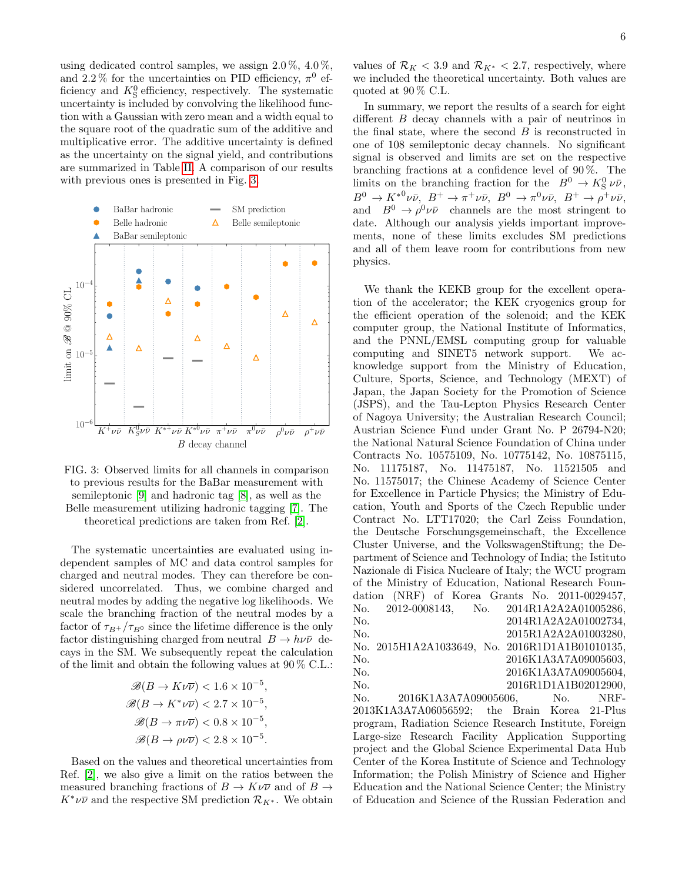using dedicated control samples, we assign 2.0 %, 4.0 %, and 2.2 % for the uncertainties on PID efficiency, $\pi^0$ efficiency and $K_S^0$ efficiency, respectively. The systematic uncertainty is included by convolving the likelihood function with a Gaussian with zero mean and a width equal to the square root of the quadratic sum of the additive and multiplicative error. The additive uncertainty is defined as the uncertainty on the signal yield, and contributions are summarized in Table II. A comparison of our results with previous ones is presented in Fig. 3.

FIG. 3: Observed limits for all channels in comparison to previous results for the BaBar measurement with semileptonic [9] and hadronic tag [8], as well as the Belle measurement utilizing hadronic tagging [7]. The theoretical predictions are taken from Ref. [2].

The systematic uncertainties are evaluated using independent samples of MC and data control samples for charged and neutral modes. They can therefore be considered uncorrelated. Thus, we combine charged and neutral modes by adding the negative log likelihoods. We scale the branching fraction of the neutral modes by a factor of $\tau_{B^+}/\tau_{B^0}$ since the lifetime difference is the only factor distinguishing charged from neutral $B \to h\nu\bar{\nu}$ decays in the SM. We subsequently repeat the calculation of the limit and obtain the following values at 90 % C.L.:

$$\mathscr{B}(B \to K\nu\overline{\nu}) < 1.6 \times 10^{-5},$$
$$\mathscr{B}(B \to K^*\nu\overline{\nu}) < 2.7 \times 10^{-5},$$
$$\mathscr{B}(B \to \pi\nu\overline{\nu}) < 0.8 \times 10^{-5},$$
$$\mathscr{B}(B \to \rho\nu\overline{\nu}) < 2.8 \times 10^{-5}.$$

Based on the values and theoretical uncertainties from Ref. [2], we also give a limit on the ratios between the measured branching fractions of $B \to K\nu\overline{\nu}$ and of $B \to K^*\nu\overline{\nu}$ and the respective SM prediction $\mathcal{R}_{K^*}$. We obtain values of $\mathcal{R}_K < 3.9$ and $\mathcal{R}_{K^*} < 2.7$, respectively, where we included the theoretical uncertainty. Both values are quoted at 90 % C.L.

In summary, we report the results of a search for eight different $B$ decay channels with a pair of neutrinos in the final state, where the second $B$ is reconstructed in one of 108 semileptonic decay channels. No significant signal is observed and limits are set on the respective branching fractions at a confidence level of 90 %. The limits on the branching fraction for the $B^0 \to K_S^0\nu\bar{\nu}$, $B^0 \to K^{*0}\nu\bar{\nu}$, $B^+ \to \pi^+\nu\bar{\nu}$, $B^0 \to \pi^0\nu\bar{\nu}$, $B^+ \to \rho^+\nu\bar{\nu}$, and $B^0 \to \rho^0\nu\bar{\nu}$ channels are the most stringent to date. Although our analysis yields important improvements, none of these limits excludes SM predictions and all of them leave room for contributions from new physics.

We thank the KEKB group for the excellent operation of the accelerator; the KEK cryogenics group for the efficient operation of the solenoid; and the KEK computer group, the National Institute of Informatics, and the PNNL/EMSL computing group for valuable computing and SINET5 network support. We acknowledge support from the Ministry of Education, Culture, Sports, Science, and Technology (MEXT) of Japan, the Japan Society for the Promotion of Science (JSPS), and the Tau-Lepton Physics Research Center of Nagoya University; the Australian Research Council; Austrian Science Fund under Grant No. P 26794-N20; the National Natural Science Foundation of China under Contracts No. 10575109, No. 10775142, No. 10875115, No. 11175187, No. 11475187, No. 11521505 and No. 11575017; the Chinese Academy of Science Center for Excellence in Particle Physics; the Ministry of Education, Youth and Sports of the Czech Republic under Contract No. LTT17020; the Carl Zeiss Foundation, the Deutsche Forschungsgemeinschaft, the Excellence Cluster Universe, and the VolkswagenStiftung; the Department of Science and Technology of India; the Istituto Nazionale di Fisica Nucleare of Italy; the WCU program of the Ministry of Education, National Research Foundation (NRF) of Korea Grants No. 2011-0029457, No. 2012-0008143, No. 2014R1A2A2A01005286, No. 2014R1A2A2A01002734, No. 2015R1A2A2A01003280, No. 2015H1A2A1033649, No. 2016R1D1A1B01010135, No. 2016K1A3A7A09005603, No. 2016K1A3A7A09005604, No. 2016R1D1A1B02012900, No. 2016K1A3A7A09005606, No. NRF-2013K1A3A7A06056592; the Brain Korea 21-Plus program, Radiation Science Research Institute, Foreign Large-size Research Facility Application Supporting project and the Global Science Experimental Data Hub Center of the Korea Institute of Science and Technology Information; the Polish Ministry of Science and Higher Education and the National Science Center; the Ministry of Education and Science of the Russian Federation and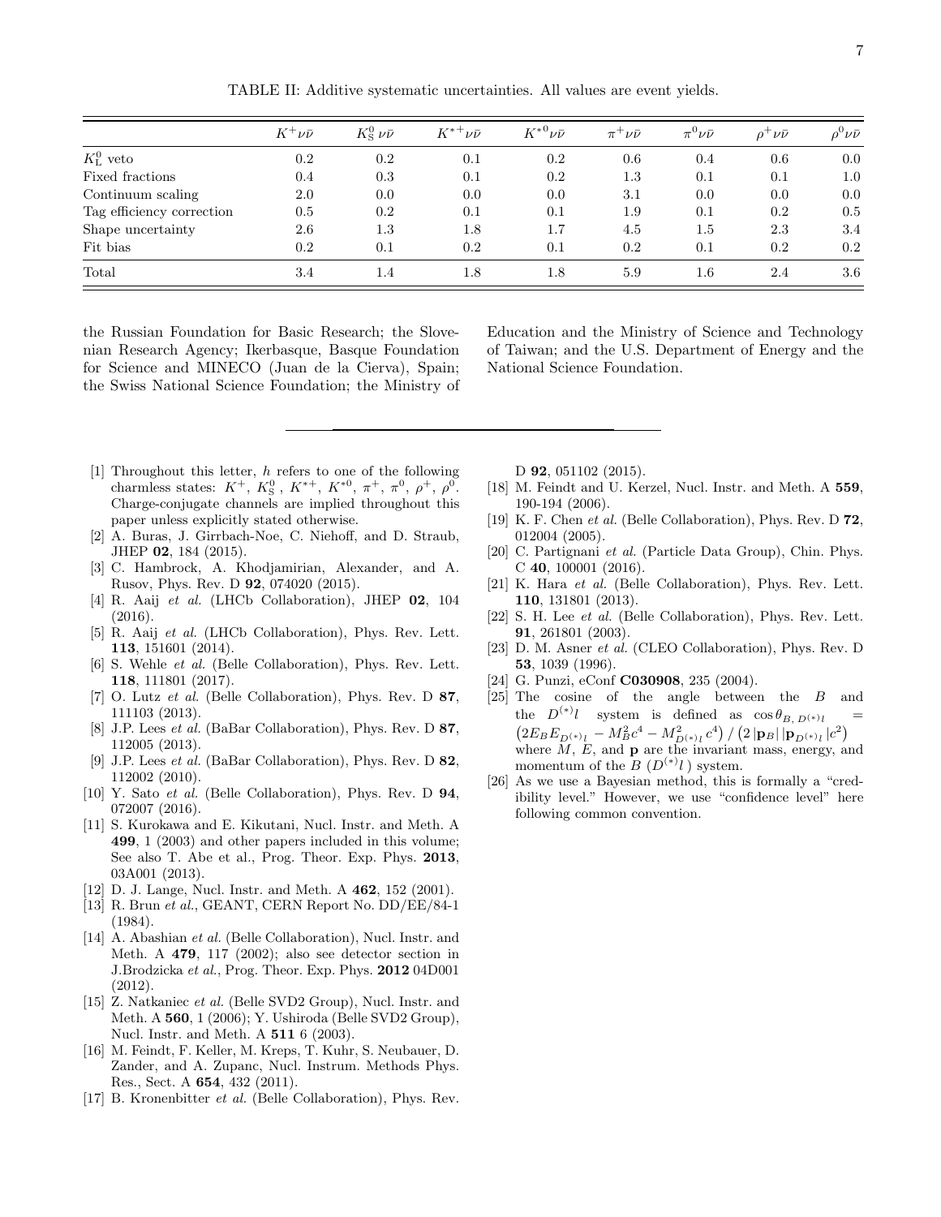TABLE II: Additive systematic uncertainties. All values are event yields.

| | $K^+\nu\bar{\nu}$ | $K^0_S\,\nu\bar{\nu}$ | $K^{*+}\nu\bar{\nu}$ | $K^{*0}\nu\bar{\nu}$ | $\pi^+\nu\bar{\nu}$ | $\pi^0\nu\bar{\nu}$ | $\rho^+\nu\bar{\nu}$ | $\rho^0\nu\bar{\nu}$ |
|---|---|---|---|---|---|---|---|---|
| $K^0_L$ veto | 0.2 | 0.2 | 0.1 | 0.2 | 0.6 | 0.4 | 0.6 | 0.0 |
| Fixed fractions | 0.4 | 0.3 | 0.1 | 0.2 | 1.3 | 0.1 | 0.1 | 1.0 |
| Continuum scaling | 2.0 | 0.0 | 0.0 | 0.0 | 3.1 | 0.0 | 0.0 | 0.0 |
| Tag efficiency correction | 0.5 | 0.2 | 0.1 | 0.1 | 1.9 | 0.1 | 0.2 | 0.5 |
| Shape uncertainty | 2.6 | 1.3 | 1.8 | 1.7 | 4.5 | 1.5 | 2.3 | 3.4 |
| Fit bias | 0.2 | 0.1 | 0.2 | 0.1 | 0.2 | 0.1 | 0.2 | 0.2 |
| Total | 3.4 | 1.4 | 1.8 | 1.8 | 5.9 | 1.6 | 2.4 | 3.6 |

the Russian Foundation for Basic Research; the Slovenian Research Agency; Ikerbasque, Basque Foundation for Science and MINECO (Juan de la Cierva), Spain; the Swiss National Science Foundation; the Ministry of Education and the Ministry of Science and Technology of Taiwan; and the U.S. Department of Energy and the National Science Foundation.

---

[1] Throughout this letter, $h$ refers to one of the following charmless states: $K^+$, $K^0_S$, $K^{*+}$, $K^{*0}$, $\pi^+$, $\pi^0$, $\rho^+$, $\rho^0$. Charge-conjugate channels are implied throughout this paper unless explicitly stated otherwise.

[2] A. Buras, J. Girrbach-Noe, C. Niehoff, and D. Straub, JHEP **02**, 184 (2015).

[3] C. Hambrock, A. Khodjamirian, Alexander, and A. Rusov, Phys. Rev. D **92**, 074020 (2015).

[4] R. Aaij *et al.* (LHCb Collaboration), JHEP **02**, 104 (2016).

[5] R. Aaij *et al.* (LHCb Collaboration), Phys. Rev. Lett. **113**, 151601 (2014).

[6] S. Wehle *et al.* (Belle Collaboration), Phys. Rev. Lett. **118**, 111801 (2017).

[7] O. Lutz *et al.* (Belle Collaboration), Phys. Rev. D **87**, 111103 (2013).

[8] J.P. Lees *et al.* (BaBar Collaboration), Phys. Rev. D **87**, 112005 (2013).

[9] J.P. Lees *et al.* (BaBar Collaboration), Phys. Rev. D **82**, 112002 (2010).

[10] Y. Sato *et al.* (Belle Collaboration), Phys. Rev. D **94**, 072007 (2016).

[11] S. Kurokawa and E. Kikutani, Nucl. Instr. and Meth. A **499**, 1 (2003) and other papers included in this volume; See also T. Abe et al., Prog. Theor. Exp. Phys. **2013**, 03A001 (2013).

[12] D. J. Lange, Nucl. Instr. and Meth. A **462**, 152 (2001).

[13] R. Brun *et al.*, GEANT, CERN Report No. DD/EE/84-1 (1984).

[14] A. Abashian *et al.* (Belle Collaboration), Nucl. Instr. and Meth. A **479**, 117 (2002); also see detector section in J.Brodzicka *et al.*, Prog. Theor. Exp. Phys. **2012** 04D001 (2012).

[15] Z. Natkaniec *et al.* (Belle SVD2 Group), Nucl. Instr. and Meth. A **560**, 1 (2006); Y. Ushiroda (Belle SVD2 Group), Nucl. Instr. and Meth. A **511** 6 (2003).

[16] M. Feindt, F. Keller, M. Kreps, T. Kuhr, S. Neubauer, D. Zander, and A. Zupanc, Nucl. Instrum. Methods Phys. Res., Sect. A **654**, 432 (2011).

[17] B. Kronenbitter *et al.* (Belle Collaboration), Phys. Rev. D **92**, 051102 (2015).

[18] M. Feindt and U. Kerzel, Nucl. Instr. and Meth. A **559**, 190-194 (2006).

[19] K. F. Chen *et al.* (Belle Collaboration), Phys. Rev. D **72**, 012004 (2005).

[20] C. Partignani *et al.* (Particle Data Group), Chin. Phys. C **40**, 100001 (2016).

[21] K. Hara *et al.* (Belle Collaboration), Phys. Rev. Lett. **110**, 131801 (2013).

[22] S. H. Lee *et al.* (Belle Collaboration), Phys. Rev. Lett. **91**, 261801 (2003).

[23] D. M. Asner *et al.* (CLEO Collaboration), Phys. Rev. D **53**, 1039 (1996).

[24] G. Punzi, eConf **C030908**, 235 (2004).

[25] The cosine of the angle between the $B$ and the $D^{(*)}l$ system is defined as $\cos\theta_{B,\,D^{(*)}l} = \left(2E_B E_{D^{(*)}l} - M_B^2 c^4 - M^2_{D^{(*)}l}\,c^4\right) / \left(2\,|\mathbf{p}_B|\,|\mathbf{p}_{D^{(*)}l}\,|c^2\right)$ where $M$, $E$, and $\mathbf{p}$ are the invariant mass, energy, and momentum of the $B$ $(D^{(*)}l\,)$ system.

[26] As we use a Bayesian method, this is formally a "credibility level." However, we use "confidence level" here following common convention.